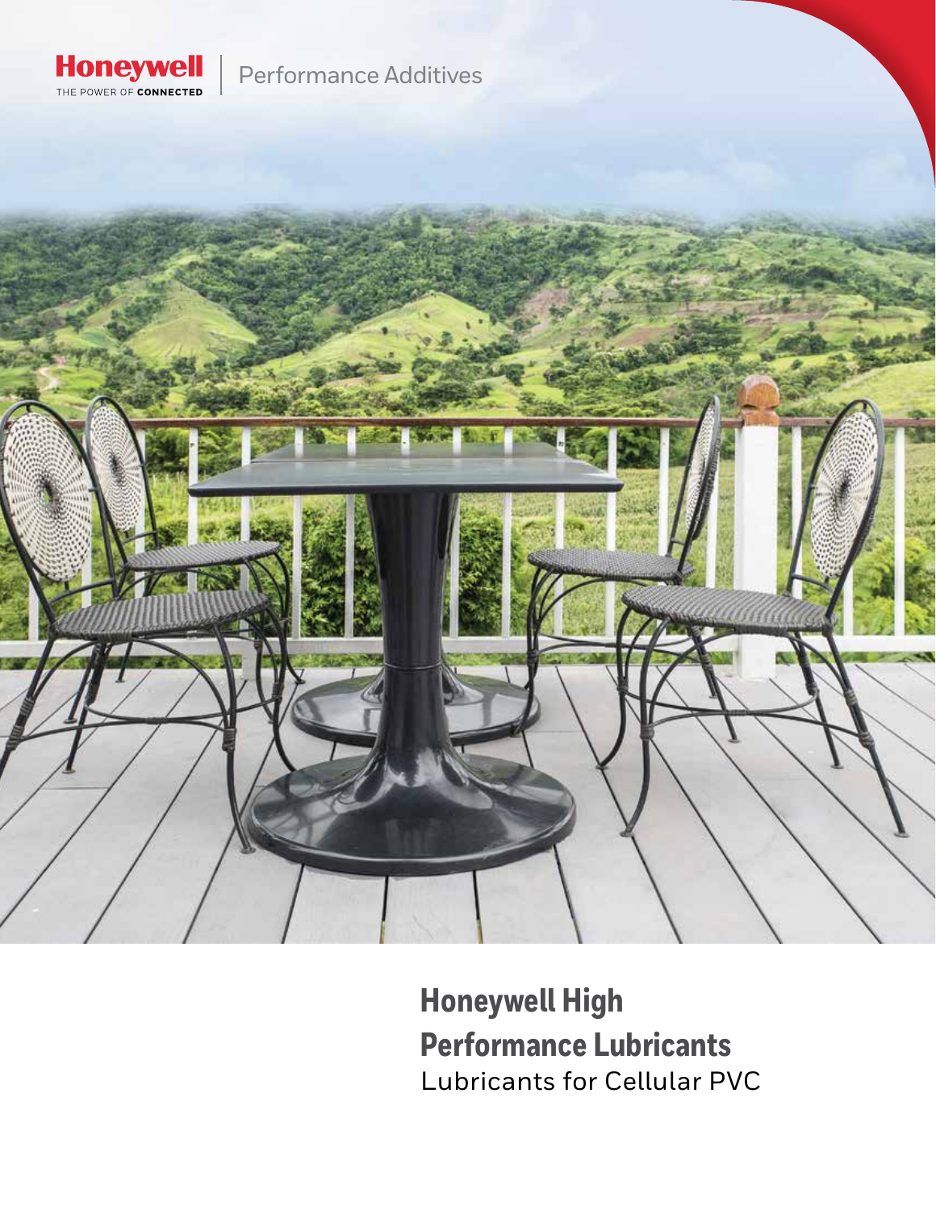Honeywell
THE POWER OF CONNECTED

Performance Additives

# Honeywell High Performance Lubricants

## Lubricants for Cellular PVC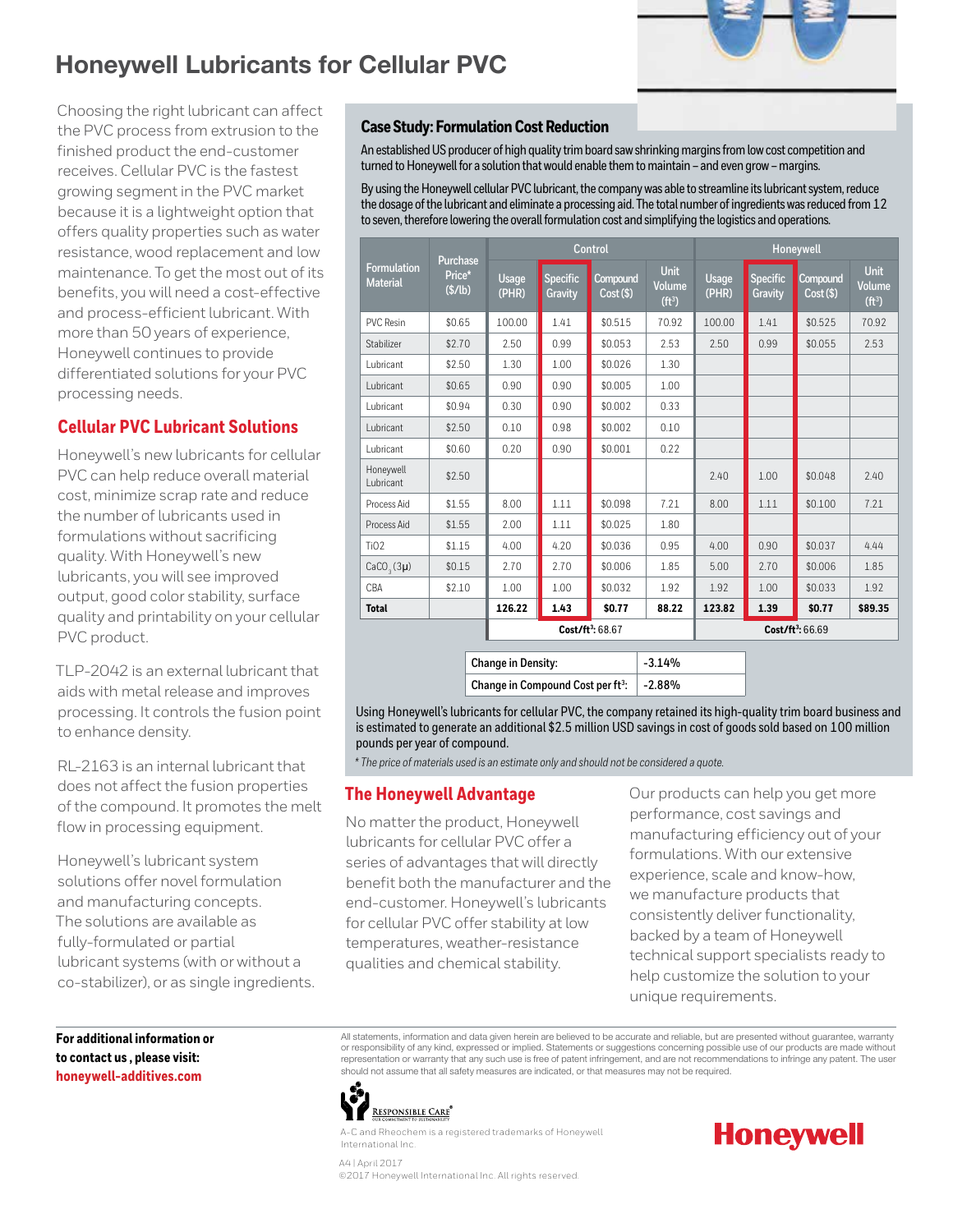# Honeywell Lubricants for Cellular PVC

Choosing the right lubricant can affect the PVC process from extrusion to the finished product the end-customer receives. Cellular PVC is the fastest growing segment in the PVC market because it is a lightweight option that offers quality properties such as water resistance, wood replacement and low maintenance. To get the most out of its benefits, you will need a cost-effective and process-efficient lubricant. With more than 50 years of experience, Honeywell continues to provide differentiated solutions for your PVC processing needs.

## Cellular PVC Lubricant Solutions

Honeywell's new lubricants for cellular PVC can help reduce overall material cost, minimize scrap rate and reduce the number of lubricants used in formulations without sacrificing quality. With Honeywell's new lubricants, you will see improved output, good color stability, surface quality and printability on your cellular PVC product.

TLP-2042 is an external lubricant that aids with metal release and improves processing. It controls the fusion point to enhance density.

RL-2163 is an internal lubricant that does not affect the fusion properties of the compound. It promotes the melt flow in processing equipment.

Honeywell's lubricant system solutions offer novel formulation and manufacturing concepts. The solutions are available as fully-formulated or partial lubricant systems (with or without a co-stabilizer), or as single ingredients.

## Case Study: Formulation Cost Reduction

An established US producer of high quality trim board saw shrinking margins from low cost competition and turned to Honeywell for a solution that would enable them to maintain – and even grow – margins.

By using the Honeywell cellular PVC lubricant, the company was able to streamline its lubricant system, reduce the dosage of the lubricant and eliminate a processing aid. The total number of ingredients was reduced from 12 to seven, therefore lowering the overall formulation cost and simplifying the logistics and operations.

| Formulation Material | Purchase Price* ($/lb) | Control | | | | Honeywell | | | |
|---|---|---|---|---|---|---|---|---|---|
| | | Usage (PHR) | Specific Gravity | Compound Cost ($) | Unit Volume (ft³) | Usage (PHR) | Specific Gravity | Compound Cost ($) | Unit Volume (ft³) |
| PVC Resin | $0.65 | 100.00 | 1.41 | $0.515 | 70.92 | 100.00 | 1.41 | $0.525 | 70.92 |
| Stabilizer | $2.70 | 2.50 | 0.99 | $0.053 | 2.53 | 2.50 | 0.99 | $0.055 | 2.53 |
| Lubricant | $2.50 | 1.30 | 1.00 | $0.026 | 1.30 | | | | |
| Lubricant | $0.65 | 0.90 | 0.90 | $0.005 | 1.00 | | | | |
| Lubricant | $0.94 | 0.30 | 0.90 | $0.002 | 0.33 | | | | |
| Lubricant | $2.50 | 0.10 | 0.98 | $0.002 | 0.10 | | | | |
| Lubricant | $0.60 | 0.20 | 0.90 | $0.001 | 0.22 | | | | |
| Honeywell Lubricant | $2.50 | | | | | 2.40 | 1.00 | $0.048 | 2.40 |
| Process Aid | $1.55 | 8.00 | 1.11 | $0.098 | 7.21 | 8.00 | 1.11 | $0.100 | 7.21 |
| Process Aid | $1.55 | 2.00 | 1.11 | $0.025 | 1.80 | | | | |
| TiO2 | $1.15 | 4.00 | 4.20 | $0.036 | 0.95 | 4.00 | 0.90 | $0.037 | 4.44 |
| $CaCO_3$ (3μ) | $0.15 | 2.70 | 2.70 | $0.006 | 1.85 | 5.00 | 2.70 | $0.006 | 1.85 |
| CBA | $2.10 | 1.00 | 1.00 | $0.032 | 1.92 | 1.92 | 1.00 | $0.033 | 1.92 |
| **Total** | | **126.22** | **1.43** | **$0.77** | **88.22** | **123.82** | **1.39** | **$0.77** | **$89.35** |
| | | **Cost/ft³:** 68.67 | | | | **Cost/ft³:** 66.69 | | | |

| | |
|---|---|
| Change in Density: | -3.14% |
| Change in Compound Cost per ft³: | -2.88% |

Using Honeywell's lubricants for cellular PVC, the company retained its high-quality trim board business and is estimated to generate an additional $2.5 million USD savings in cost of goods sold based on 100 million pounds per year of compound.

*\* The price of materials used is an estimate only and should not be considered a quote.*

## The Honeywell Advantage

No matter the product, Honeywell lubricants for cellular PVC offer a series of advantages that will directly benefit both the manufacturer and the end-customer. Honeywell's lubricants for cellular PVC offer stability at low temperatures, weather-resistance qualities and chemical stability.

Our products can help you get more performance, cost savings and manufacturing efficiency out of your formulations. With our extensive experience, scale and know-how, we manufacture products that consistently deliver functionality, backed by a team of Honeywell technical support specialists ready to help customize the solution to your unique requirements.

**For additional information or to contact us , please visit:**
**honeywell-additives.com**

All statements, information and data given herein are believed to be accurate and reliable, but are presented without guarantee, warranty or responsibility of any kind, expressed or implied. Statements or suggestions concerning possible use of our products are made without representation or warranty that any such use is free of patent infringement, and are not recommendations to infringe any patent. The user should not assume that all safety measures are indicated, or that measures may not be required.

Responsible Care® Our commitment to sustainability

A-C and Rheochem is a registered trademarks of Honeywell International Inc.

A4 | April 2017
©2017 Honeywell International Inc. All rights reserved.

Honeywell